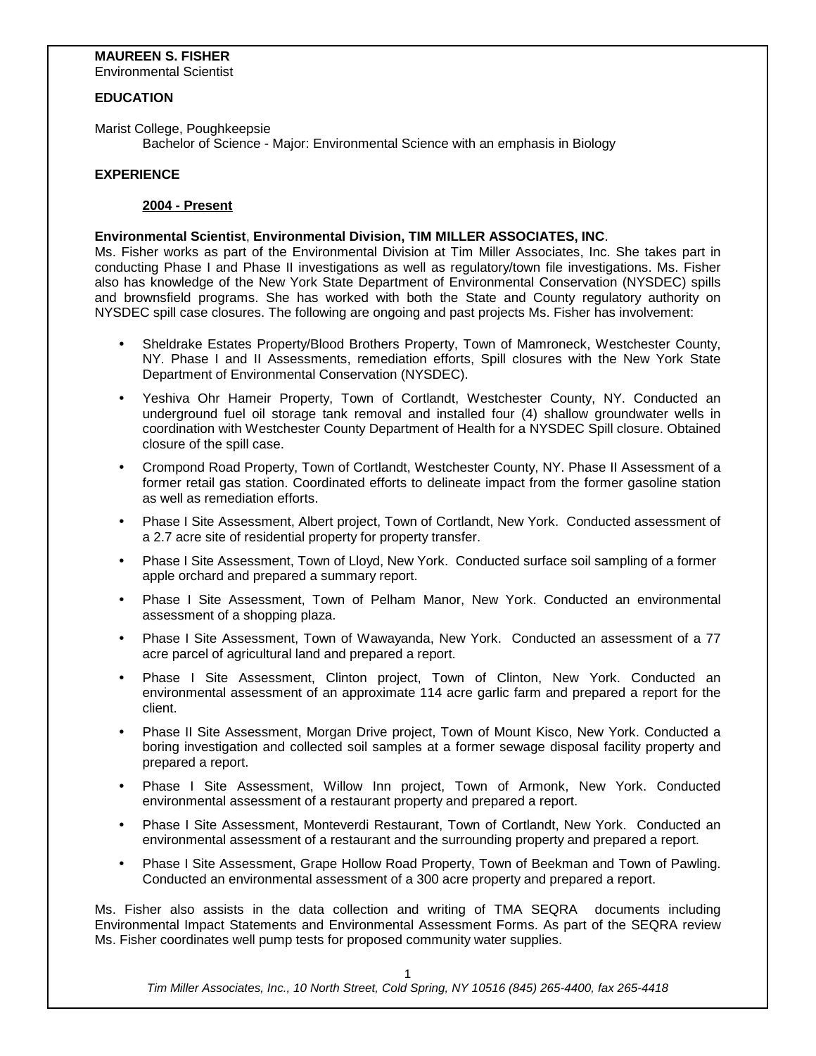**MAUREEN S. FISHER**
Environmental Scientist

## EDUCATION

Marist College, Poughkeepsie
Bachelor of Science - Major: Environmental Science with an emphasis in Biology

## EXPERIENCE

**2004 - Present**

**Environmental Scientist**, **Environmental Division, TIM MILLER ASSOCIATES, INC**.
Ms. Fisher works as part of the Environmental Division at Tim Miller Associates, Inc. She takes part in conducting Phase I and Phase II investigations as well as regulatory/town file investigations. Ms. Fisher also has knowledge of the New York State Department of Environmental Conservation (NYSDEC) spills and brownsfield programs. She has worked with both the State and County regulatory authority on NYSDEC spill case closures. The following are ongoing and past projects Ms. Fisher has involvement:

- Sheldrake Estates Property/Blood Brothers Property, Town of Mamroneck, Westchester County, NY. Phase I and II Assessments, remediation efforts, Spill closures with the New York State Department of Environmental Conservation (NYSDEC).
- Yeshiva Ohr Hameir Property, Town of Cortlandt, Westchester County, NY. Conducted an underground fuel oil storage tank removal and installed four (4) shallow groundwater wells in coordination with Westchester County Department of Health for a NYSDEC Spill closure. Obtained closure of the spill case.
- Crompond Road Property, Town of Cortlandt, Westchester County, NY. Phase II Assessment of a former retail gas station. Coordinated efforts to delineate impact from the former gasoline station as well as remediation efforts.
- Phase I Site Assessment, Albert project, Town of Cortlandt, New York. Conducted assessment of a 2.7 acre site of residential property for property transfer.
- Phase I Site Assessment, Town of Lloyd, New York. Conducted surface soil sampling of a former apple orchard and prepared a summary report.
- Phase I Site Assessment, Town of Pelham Manor, New York. Conducted an environmental assessment of a shopping plaza.
- Phase I Site Assessment, Town of Wawayanda, New York. Conducted an assessment of a 77 acre parcel of agricultural land and prepared a report.
- Phase I Site Assessment, Clinton project, Town of Clinton, New York. Conducted an environmental assessment of an approximate 114 acre garlic farm and prepared a report for the client.
- Phase II Site Assessment, Morgan Drive project, Town of Mount Kisco, New York. Conducted a boring investigation and collected soil samples at a former sewage disposal facility property and prepared a report.
- Phase I Site Assessment, Willow Inn project, Town of Armonk, New York. Conducted environmental assessment of a restaurant property and prepared a report.
- Phase I Site Assessment, Monteverdi Restaurant, Town of Cortlandt, New York. Conducted an environmental assessment of a restaurant and the surrounding property and prepared a report.
- Phase I Site Assessment, Grape Hollow Road Property, Town of Beekman and Town of Pawling. Conducted an environmental assessment of a 300 acre property and prepared a report.

Ms. Fisher also assists in the data collection and writing of TMA SEQRA documents including Environmental Impact Statements and Environmental Assessment Forms. As part of the SEQRA review Ms. Fisher coordinates well pump tests for proposed community water supplies.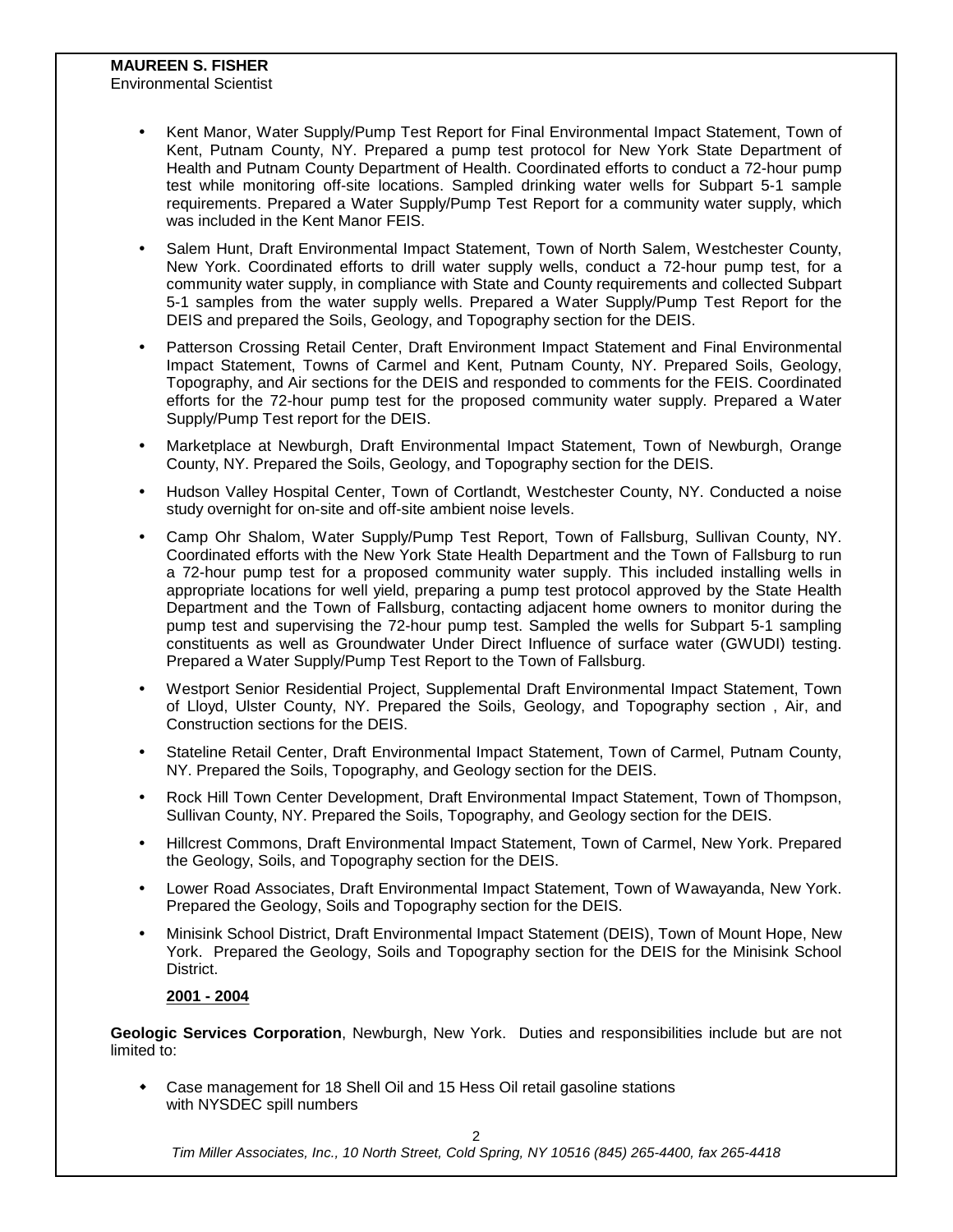**MAUREEN S. FISHER**
Environmental Scientist

- Kent Manor, Water Supply/Pump Test Report for Final Environmental Impact Statement, Town of Kent, Putnam County, NY. Prepared a pump test protocol for New York State Department of Health and Putnam County Department of Health. Coordinated efforts to conduct a 72-hour pump test while monitoring off-site locations. Sampled drinking water wells for Subpart 5-1 sample requirements. Prepared a Water Supply/Pump Test Report for a community water supply, which was included in the Kent Manor FEIS.

- Salem Hunt, Draft Environmental Impact Statement, Town of North Salem, Westchester County, New York. Coordinated efforts to drill water supply wells, conduct a 72-hour pump test, for a community water supply, in compliance with State and County requirements and collected Subpart 5-1 samples from the water supply wells. Prepared a Water Supply/Pump Test Report for the DEIS and prepared the Soils, Geology, and Topography section for the DEIS.

- Patterson Crossing Retail Center, Draft Environment Impact Statement and Final Environmental Impact Statement, Towns of Carmel and Kent, Putnam County, NY. Prepared Soils, Geology, Topography, and Air sections for the DEIS and responded to comments for the FEIS. Coordinated efforts for the 72-hour pump test for the proposed community water supply. Prepared a Water Supply/Pump Test report for the DEIS.

- Marketplace at Newburgh, Draft Environmental Impact Statement, Town of Newburgh, Orange County, NY. Prepared the Soils, Geology, and Topography section for the DEIS.

- Hudson Valley Hospital Center, Town of Cortlandt, Westchester County, NY. Conducted a noise study overnight for on-site and off-site ambient noise levels.

- Camp Ohr Shalom, Water Supply/Pump Test Report, Town of Fallsburg, Sullivan County, NY. Coordinated efforts with the New York State Health Department and the Town of Fallsburg to run a 72-hour pump test for a proposed community water supply. This included installing wells in appropriate locations for well yield, preparing a pump test protocol approved by the State Health Department and the Town of Fallsburg, contacting adjacent home owners to monitor during the pump test and supervising the 72-hour pump test. Sampled the wells for Subpart 5-1 sampling constituents as well as Groundwater Under Direct Influence of surface water (GWUDI) testing. Prepared a Water Supply/Pump Test Report to the Town of Fallsburg.

- Westport Senior Residential Project, Supplemental Draft Environmental Impact Statement, Town of Lloyd, Ulster County, NY. Prepared the Soils, Geology, and Topography section , Air, and Construction sections for the DEIS.

- Stateline Retail Center, Draft Environmental Impact Statement, Town of Carmel, Putnam County, NY. Prepared the Soils, Topography, and Geology section for the DEIS.

- Rock Hill Town Center Development, Draft Environmental Impact Statement, Town of Thompson, Sullivan County, NY. Prepared the Soils, Topography, and Geology section for the DEIS.

- Hillcrest Commons, Draft Environmental Impact Statement, Town of Carmel, New York. Prepared the Geology, Soils, and Topography section for the DEIS.

- Lower Road Associates, Draft Environmental Impact Statement, Town of Wawayanda, New York. Prepared the Geology, Soils and Topography section for the DEIS.

- Minisink School District, Draft Environmental Impact Statement (DEIS), Town of Mount Hope, New York. Prepared the Geology, Soils and Topography section for the DEIS for the Minisink School District.

**2001 - 2004**

**Geologic Services Corporation**, Newburgh, New York. Duties and responsibilities include but are not limited to:

- Case management for 18 Shell Oil and 15 Hess Oil retail gasoline stations with NYSDEC spill numbers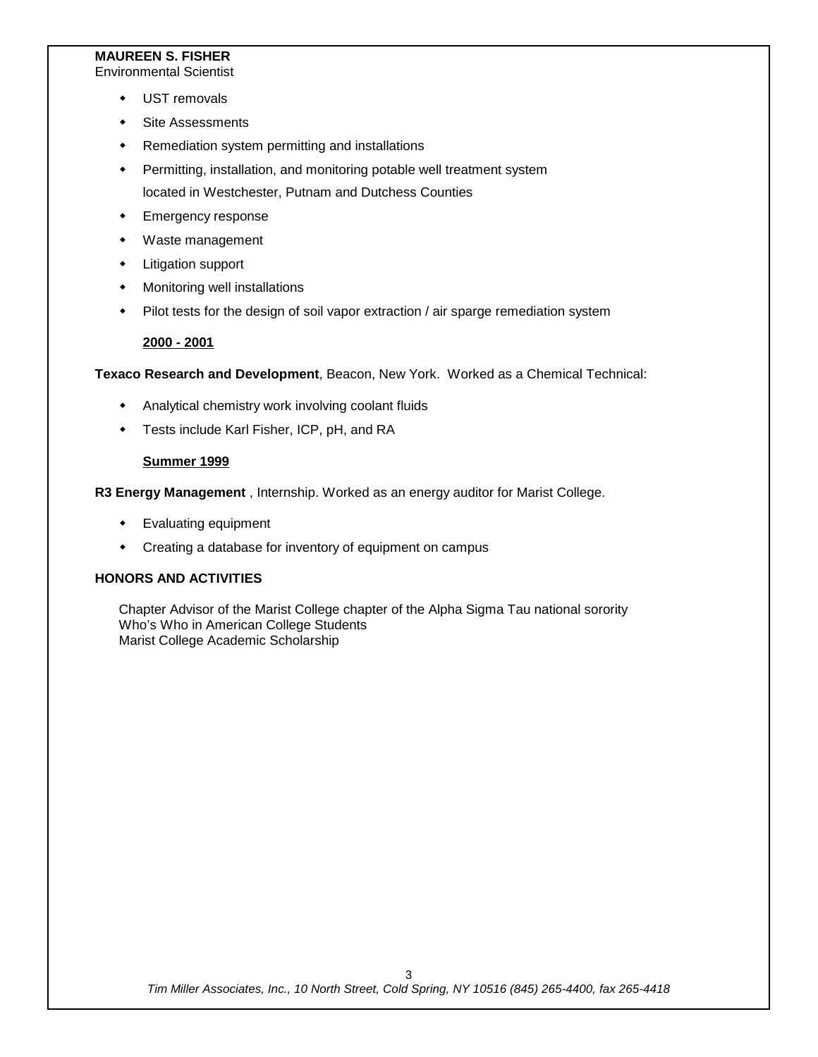**MAUREEN S. FISHER**
Environmental Scientist

- UST removals
- Site Assessments
- Remediation system permitting and installations
- Permitting, installation, and monitoring potable well treatment system located in Westchester, Putnam and Dutchess Counties
- Emergency response
- Waste management
- Litigation support
- Monitoring well installations
- Pilot tests for the design of soil vapor extraction / air sparge remediation system

**2000 - 2001**

**Texaco Research and Development**, Beacon, New York. Worked as a Chemical Technical:

- Analytical chemistry work involving coolant fluids
- Tests include Karl Fisher, ICP, pH, and RA

**Summer 1999**

**R3 Energy Management** , Internship. Worked as an energy auditor for Marist College.

- Evaluating equipment
- Creating a database for inventory of equipment on campus

**HONORS AND ACTIVITIES**

Chapter Advisor of the Marist College chapter of the Alpha Sigma Tau national sorority
Who's Who in American College Students
Marist College Academic Scholarship